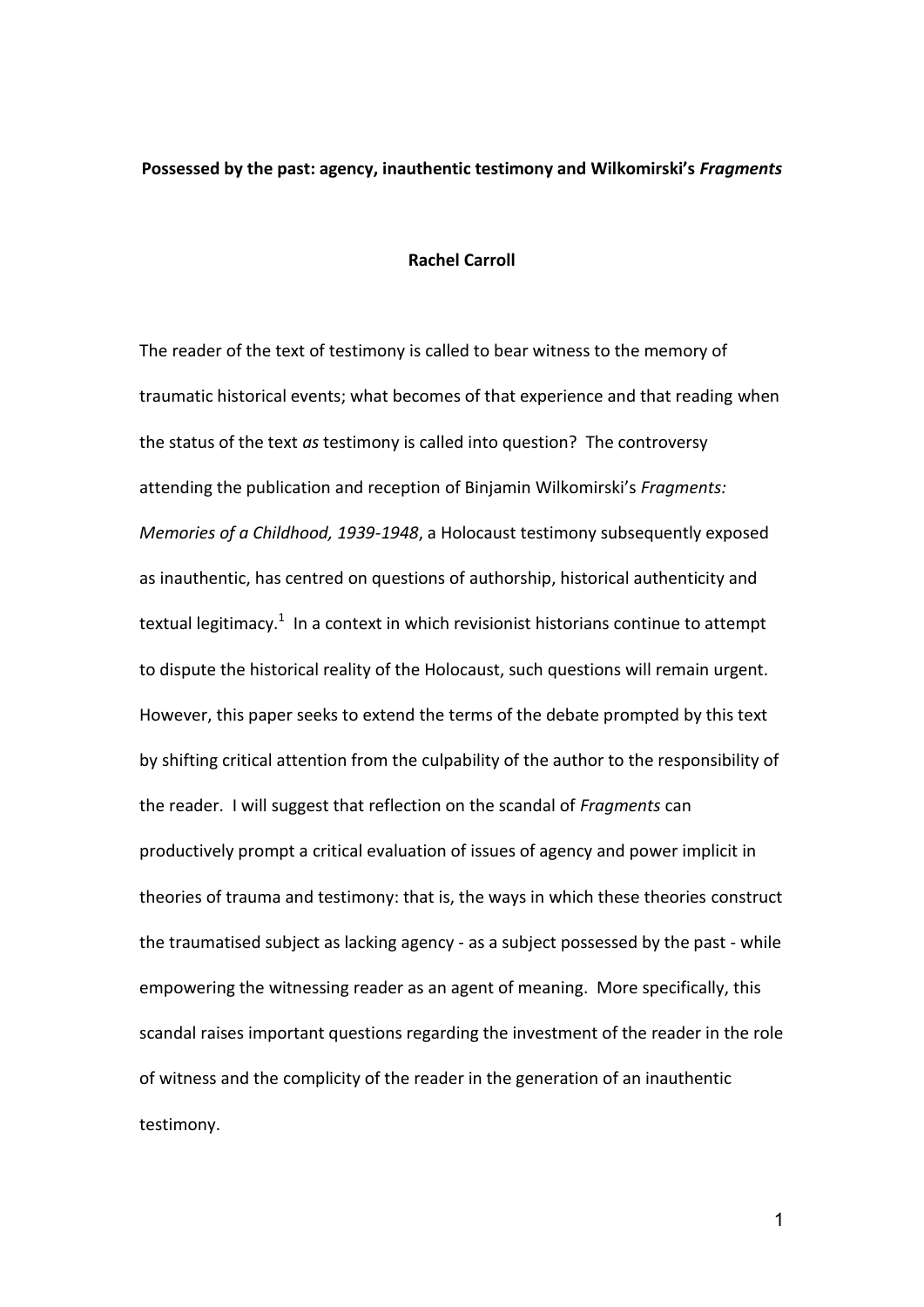**Possessed by the past: agency, inauthentic testimony and Wilkomirski's *Fragments***

**Rachel Carroll**

The reader of the text of testimony is called to bear witness to the memory of traumatic historical events; what becomes of that experience and that reading when the status of the text *as* testimony is called into question? The controversy attending the publication and reception of Binjamin Wilkomirski's *Fragments: Memories of a Childhood, 1939-1948*, a Holocaust testimony subsequently exposed as inauthentic, has centred on questions of authorship, historical authenticity and textual legitimacy.[1] In a context in which revisionist historians continue to attempt to dispute the historical reality of the Holocaust, such questions will remain urgent. However, this paper seeks to extend the terms of the debate prompted by this text by shifting critical attention from the culpability of the author to the responsibility of the reader. I will suggest that reflection on the scandal of *Fragments* can productively prompt a critical evaluation of issues of agency and power implicit in theories of trauma and testimony: that is, the ways in which these theories construct the traumatised subject as lacking agency - as a subject possessed by the past - while empowering the witnessing reader as an agent of meaning. More specifically, this scandal raises important questions regarding the investment of the reader in the role of witness and the complicity of the reader in the generation of an inauthentic testimony.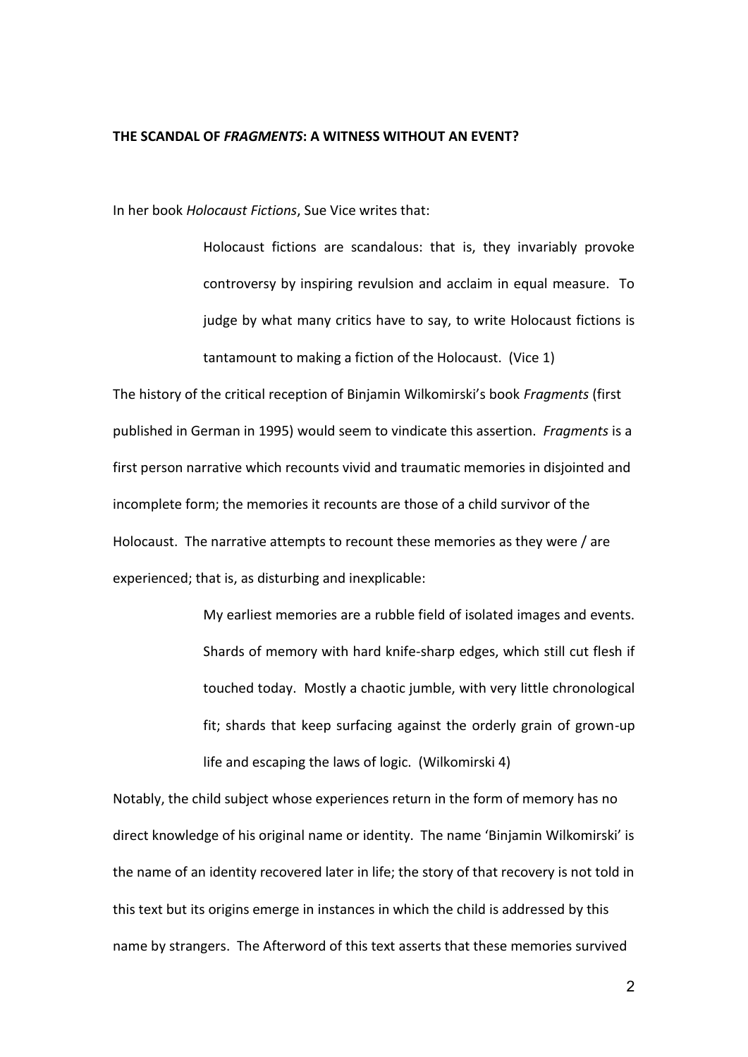**THE SCANDAL OF *FRAGMENTS*: A WITNESS WITHOUT AN EVENT?**

In her book *Holocaust Fictions*, Sue Vice writes that:

> Holocaust fictions are scandalous: that is, they invariably provoke controversy by inspiring revulsion and acclaim in equal measure. To judge by what many critics have to say, to write Holocaust fictions is tantamount to making a fiction of the Holocaust. (Vice 1)

The history of the critical reception of Binjamin Wilkomirski's book *Fragments* (first published in German in 1995) would seem to vindicate this assertion. *Fragments* is a first person narrative which recounts vivid and traumatic memories in disjointed and incomplete form; the memories it recounts are those of a child survivor of the Holocaust. The narrative attempts to recount these memories as they were / are experienced; that is, as disturbing and inexplicable:

> My earliest memories are a rubble field of isolated images and events. Shards of memory with hard knife-sharp edges, which still cut flesh if touched today. Mostly a chaotic jumble, with very little chronological fit; shards that keep surfacing against the orderly grain of grown-up life and escaping the laws of logic. (Wilkomirski 4)

Notably, the child subject whose experiences return in the form of memory has no direct knowledge of his original name or identity. The name 'Binjamin Wilkomirski' is the name of an identity recovered later in life; the story of that recovery is not told in this text but its origins emerge in instances in which the child is addressed by this name by strangers. The Afterword of this text asserts that these memories survived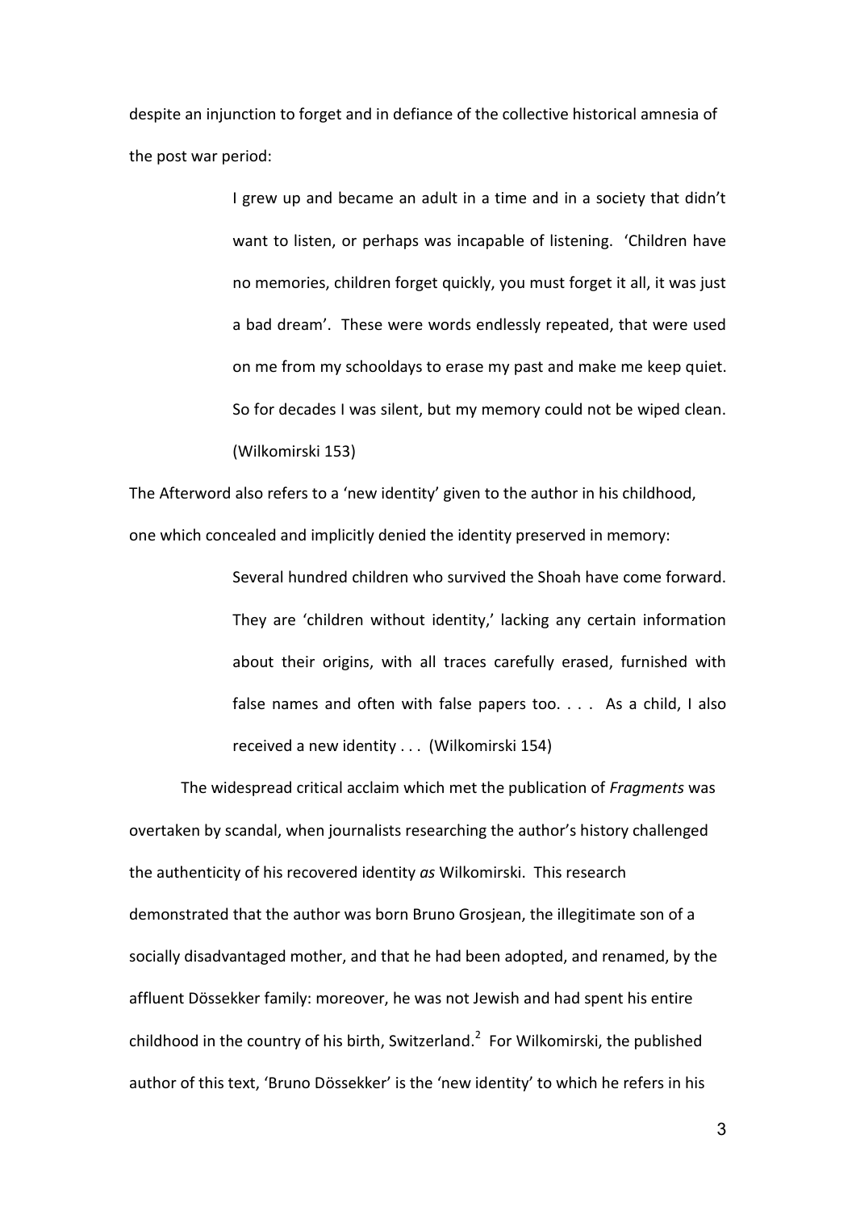despite an injunction to forget and in defiance of the collective historical amnesia of the post war period:

> I grew up and became an adult in a time and in a society that didn't want to listen, or perhaps was incapable of listening. 'Children have no memories, children forget quickly, you must forget it all, it was just a bad dream'. These were words endlessly repeated, that were used on me from my schooldays to erase my past and make me keep quiet. So for decades I was silent, but my memory could not be wiped clean. (Wilkomirski 153)

The Afterword also refers to a 'new identity' given to the author in his childhood, one which concealed and implicitly denied the identity preserved in memory:

> Several hundred children who survived the Shoah have come forward. They are 'children without identity,' lacking any certain information about their origins, with all traces carefully erased, furnished with false names and often with false papers too. . . . As a child, I also received a new identity . . . (Wilkomirski 154)

The widespread critical acclaim which met the publication of *Fragments* was overtaken by scandal, when journalists researching the author's history challenged the authenticity of his recovered identity *as* Wilkomirski. This research demonstrated that the author was born Bruno Grosjean, the illegitimate son of a socially disadvantaged mother, and that he had been adopted, and renamed, by the affluent Dössekker family: moreover, he was not Jewish and had spent his entire childhood in the country of his birth, Switzerland.[2] For Wilkomirski, the published author of this text, 'Bruno Dössekker' is the 'new identity' to which he refers in his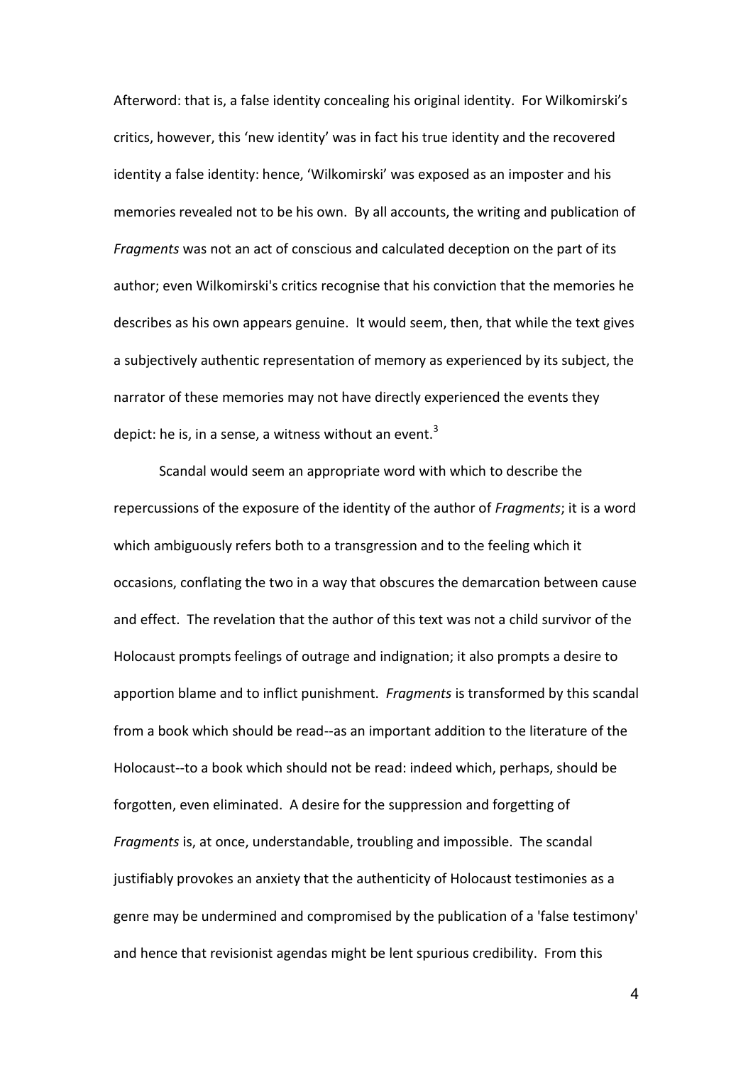Afterword: that is, a false identity concealing his original identity. For Wilkomirski's critics, however, this 'new identity' was in fact his true identity and the recovered identity a false identity: hence, 'Wilkomirski' was exposed as an imposter and his memories revealed not to be his own. By all accounts, the writing and publication of *Fragments* was not an act of conscious and calculated deception on the part of its author; even Wilkomirski's critics recognise that his conviction that the memories he describes as his own appears genuine. It would seem, then, that while the text gives a subjectively authentic representation of memory as experienced by its subject, the narrator of these memories may not have directly experienced the events they depict: he is, in a sense, a witness without an event.[3]

Scandal would seem an appropriate word with which to describe the repercussions of the exposure of the identity of the author of *Fragments*; it is a word which ambiguously refers both to a transgression and to the feeling which it occasions, conflating the two in a way that obscures the demarcation between cause and effect. The revelation that the author of this text was not a child survivor of the Holocaust prompts feelings of outrage and indignation; it also prompts a desire to apportion blame and to inflict punishment. *Fragments* is transformed by this scandal from a book which should be read--as an important addition to the literature of the Holocaust--to a book which should not be read: indeed which, perhaps, should be forgotten, even eliminated. A desire for the suppression and forgetting of *Fragments* is, at once, understandable, troubling and impossible. The scandal justifiably provokes an anxiety that the authenticity of Holocaust testimonies as a genre may be undermined and compromised by the publication of a 'false testimony' and hence that revisionist agendas might be lent spurious credibility. From this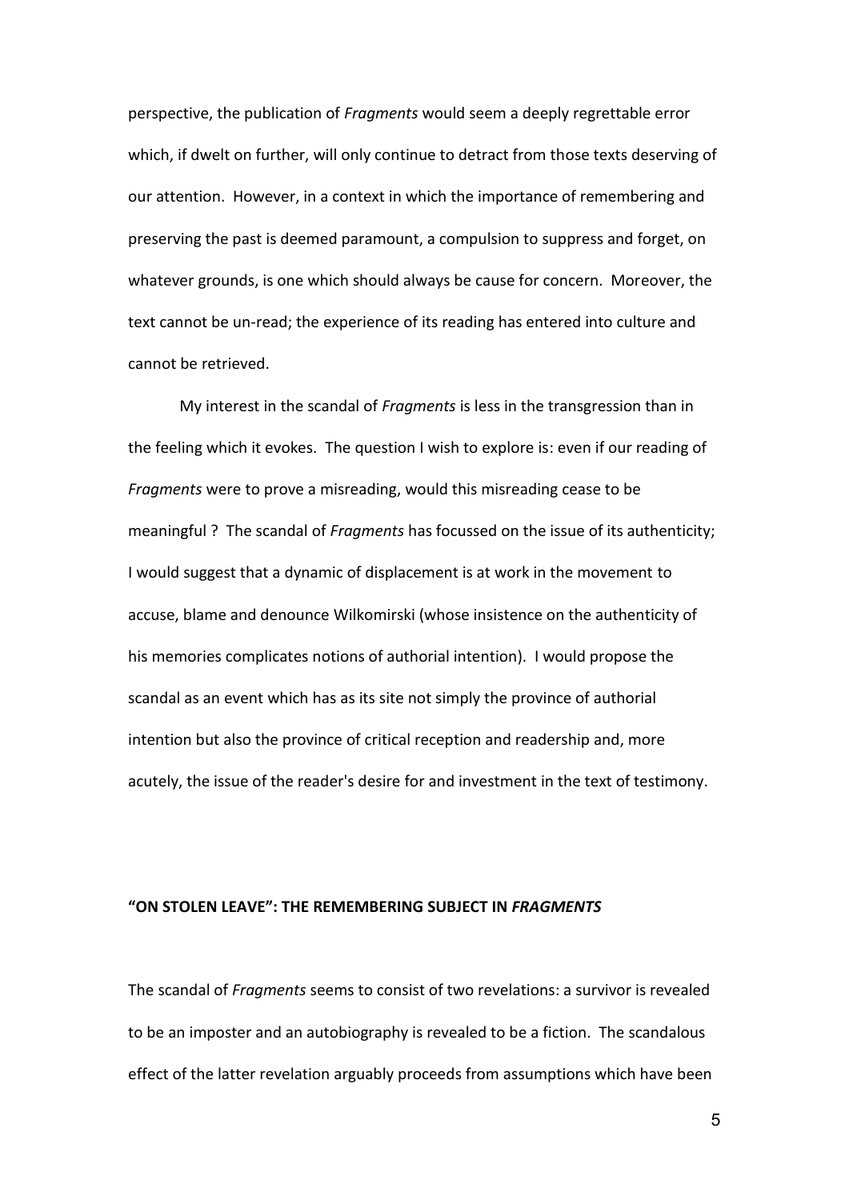perspective, the publication of *Fragments* would seem a deeply regrettable error which, if dwelt on further, will only continue to detract from those texts deserving of our attention. However, in a context in which the importance of remembering and preserving the past is deemed paramount, a compulsion to suppress and forget, on whatever grounds, is one which should always be cause for concern. Moreover, the text cannot be un-read; the experience of its reading has entered into culture and cannot be retrieved.

My interest in the scandal of *Fragments* is less in the transgression than in the feeling which it evokes. The question I wish to explore is: even if our reading of *Fragments* were to prove a misreading, would this misreading cease to be meaningful ? The scandal of *Fragments* has focussed on the issue of its authenticity; I would suggest that a dynamic of displacement is at work in the movement to accuse, blame and denounce Wilkomirski (whose insistence on the authenticity of his memories complicates notions of authorial intention). I would propose the scandal as an event which has as its site not simply the province of authorial intention but also the province of critical reception and readership and, more acutely, the issue of the reader's desire for and investment in the text of testimony.

## "ON STOLEN LEAVE": THE REMEMBERING SUBJECT IN *FRAGMENTS*

The scandal of *Fragments* seems to consist of two revelations: a survivor is revealed to be an imposter and an autobiography is revealed to be a fiction. The scandalous effect of the latter revelation arguably proceeds from assumptions which have been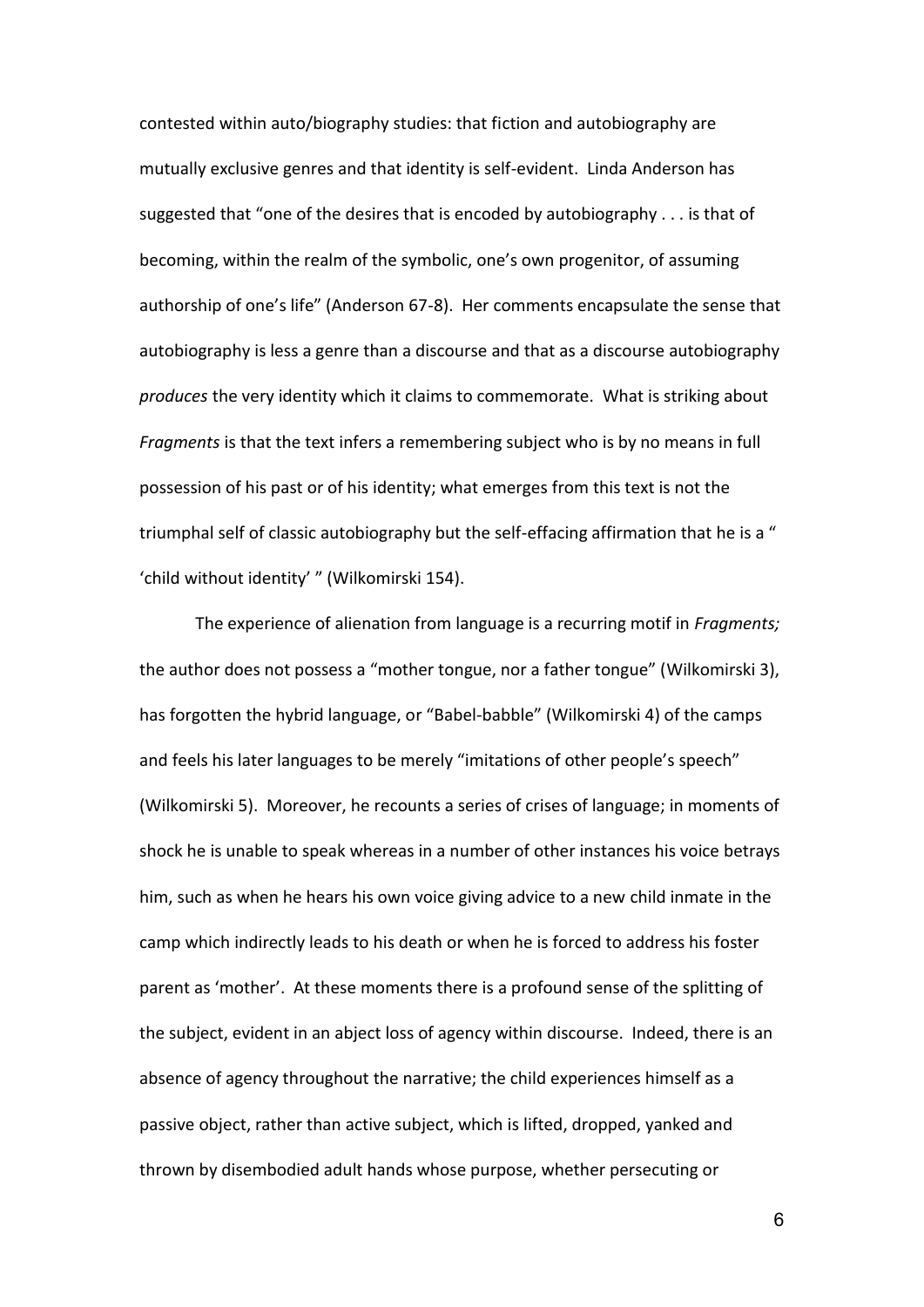contested within auto/biography studies: that fiction and autobiography are mutually exclusive genres and that identity is self-evident. Linda Anderson has suggested that "one of the desires that is encoded by autobiography . . . is that of becoming, within the realm of the symbolic, one's own progenitor, of assuming authorship of one's life" (Anderson 67-8). Her comments encapsulate the sense that autobiography is less a genre than a discourse and that as a discourse autobiography *produces* the very identity which it claims to commemorate. What is striking about *Fragments* is that the text infers a remembering subject who is by no means in full possession of his past or of his identity; what emerges from this text is not the triumphal self of classic autobiography but the self-effacing affirmation that he is a " 'child without identity' " (Wilkomirski 154).

The experience of alienation from language is a recurring motif in *Fragments;* the author does not possess a "mother tongue, nor a father tongue" (Wilkomirski 3), has forgotten the hybrid language, or "Babel-babble" (Wilkomirski 4) of the camps and feels his later languages to be merely "imitations of other people's speech" (Wilkomirski 5). Moreover, he recounts a series of crises of language; in moments of shock he is unable to speak whereas in a number of other instances his voice betrays him, such as when he hears his own voice giving advice to a new child inmate in the camp which indirectly leads to his death or when he is forced to address his foster parent as 'mother'. At these moments there is a profound sense of the splitting of the subject, evident in an abject loss of agency within discourse. Indeed, there is an absence of agency throughout the narrative; the child experiences himself as a passive object, rather than active subject, which is lifted, dropped, yanked and thrown by disembodied adult hands whose purpose, whether persecuting or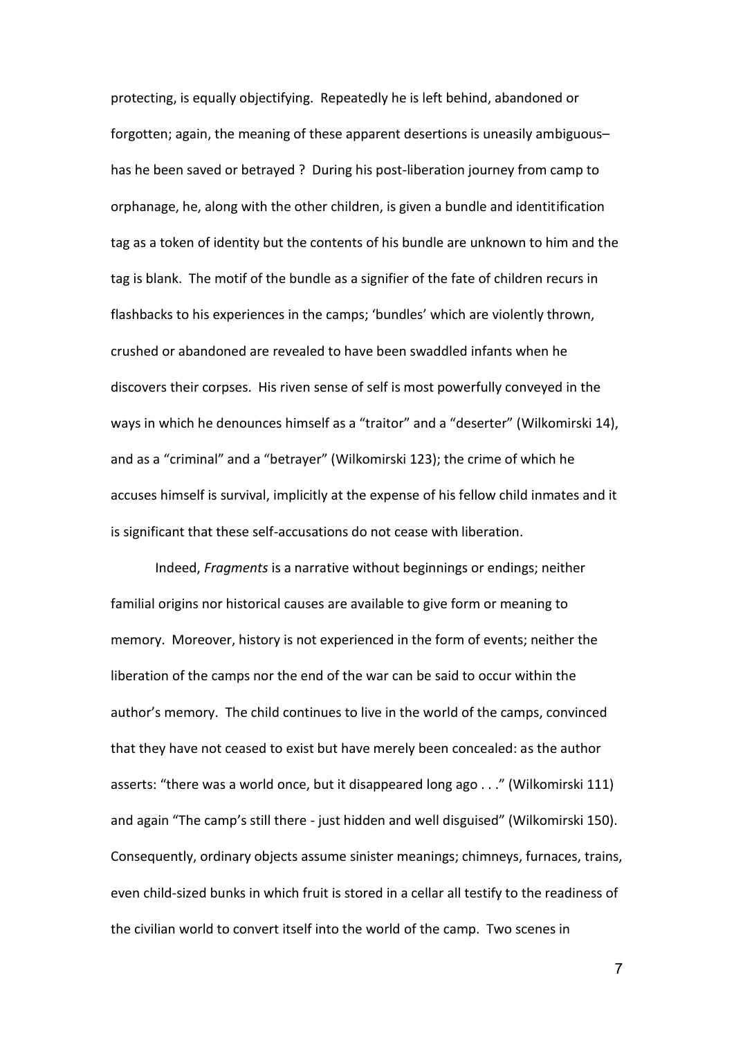protecting, is equally objectifying. Repeatedly he is left behind, abandoned or forgotten; again, the meaning of these apparent desertions is uneasily ambiguous– has he been saved or betrayed ? During his post-liberation journey from camp to orphanage, he, along with the other children, is given a bundle and identitification tag as a token of identity but the contents of his bundle are unknown to him and the tag is blank. The motif of the bundle as a signifier of the fate of children recurs in flashbacks to his experiences in the camps; 'bundles' which are violently thrown, crushed or abandoned are revealed to have been swaddled infants when he discovers their corpses. His riven sense of self is most powerfully conveyed in the ways in which he denounces himself as a "traitor" and a "deserter" (Wilkomirski 14), and as a "criminal" and a "betrayer" (Wilkomirski 123); the crime of which he accuses himself is survival, implicitly at the expense of his fellow child inmates and it is significant that these self-accusations do not cease with liberation.

Indeed, *Fragments* is a narrative without beginnings or endings; neither familial origins nor historical causes are available to give form or meaning to memory. Moreover, history is not experienced in the form of events; neither the liberation of the camps nor the end of the war can be said to occur within the author's memory. The child continues to live in the world of the camps, convinced that they have not ceased to exist but have merely been concealed: as the author asserts: "there was a world once, but it disappeared long ago . . ." (Wilkomirski 111) and again "The camp's still there - just hidden and well disguised" (Wilkomirski 150). Consequently, ordinary objects assume sinister meanings; chimneys, furnaces, trains, even child-sized bunks in which fruit is stored in a cellar all testify to the readiness of the civilian world to convert itself into the world of the camp. Two scenes in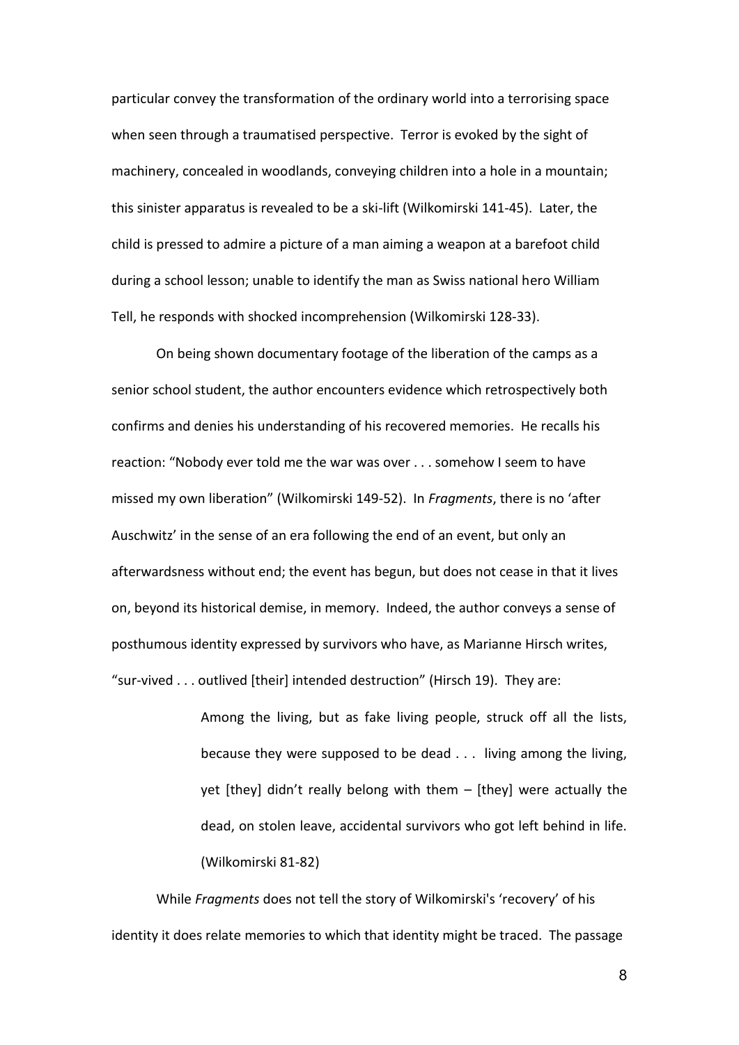particular convey the transformation of the ordinary world into a terrorising space when seen through a traumatised perspective. Terror is evoked by the sight of machinery, concealed in woodlands, conveying children into a hole in a mountain; this sinister apparatus is revealed to be a ski-lift (Wilkomirski 141-45). Later, the child is pressed to admire a picture of a man aiming a weapon at a barefoot child during a school lesson; unable to identify the man as Swiss national hero William Tell, he responds with shocked incomprehension (Wilkomirski 128-33).

On being shown documentary footage of the liberation of the camps as a senior school student, the author encounters evidence which retrospectively both confirms and denies his understanding of his recovered memories. He recalls his reaction: "Nobody ever told me the war was over . . . somehow I seem to have missed my own liberation" (Wilkomirski 149-52). In *Fragments*, there is no 'after Auschwitz' in the sense of an era following the end of an event, but only an afterwardsness without end; the event has begun, but does not cease in that it lives on, beyond its historical demise, in memory. Indeed, the author conveys a sense of posthumous identity expressed by survivors who have, as Marianne Hirsch writes, "sur-vived . . . outlived [their] intended destruction" (Hirsch 19). They are:

> Among the living, but as fake living people, struck off all the lists, because they were supposed to be dead . . . living among the living, yet [they] didn't really belong with them – [they] were actually the dead, on stolen leave, accidental survivors who got left behind in life. (Wilkomirski 81-82)

While *Fragments* does not tell the story of Wilkomirski's 'recovery' of his identity it does relate memories to which that identity might be traced. The passage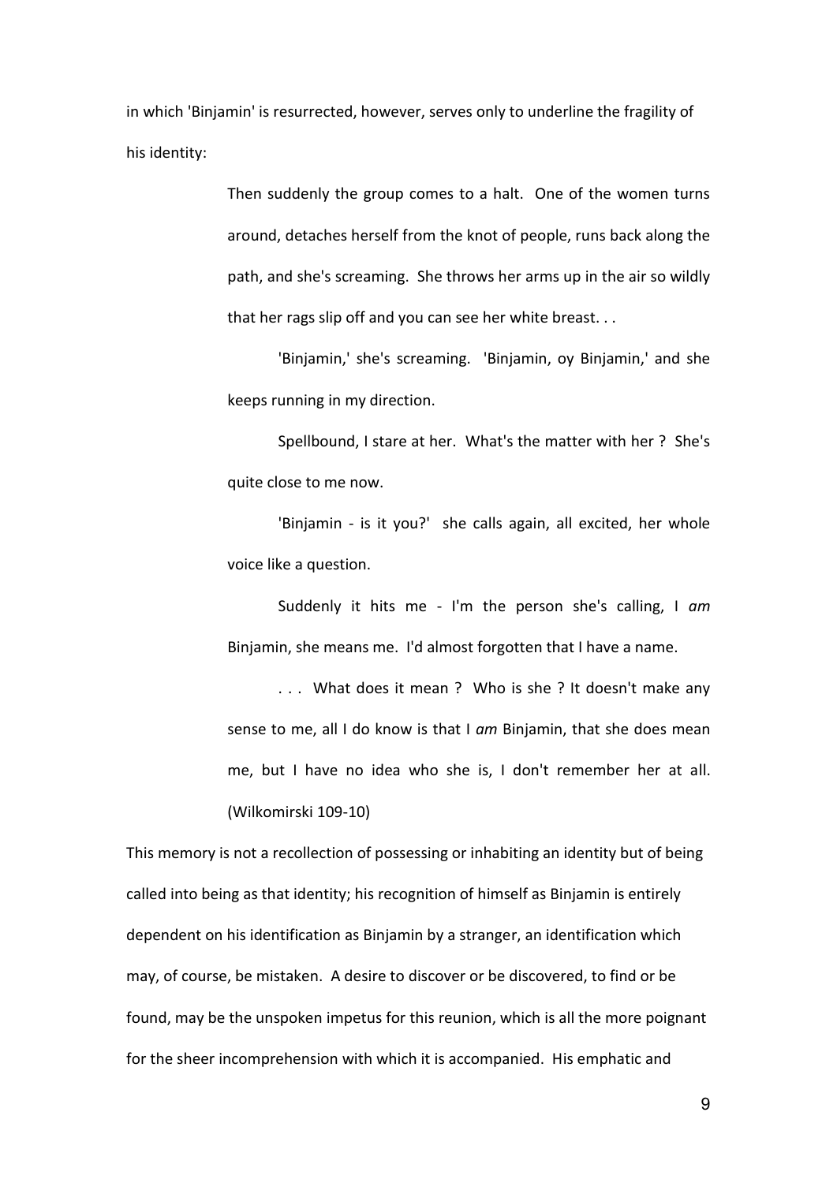in which 'Binjamin' is resurrected, however, serves only to underline the fragility of his identity:

> Then suddenly the group comes to a halt. One of the women turns around, detaches herself from the knot of people, runs back along the path, and she's screaming. She throws her arms up in the air so wildly that her rags slip off and you can see her white breast. . .
>
> 'Binjamin,' she's screaming. 'Binjamin, oy Binjamin,' and she keeps running in my direction.
>
> Spellbound, I stare at her. What's the matter with her ? She's quite close to me now.
>
> 'Binjamin - is it you?' she calls again, all excited, her whole voice like a question.
>
> Suddenly it hits me - I'm the person she's calling, I *am* Binjamin, she means me. I'd almost forgotten that I have a name.
>
> . . . What does it mean ? Who is she ? It doesn't make any sense to me, all I do know is that I *am* Binjamin, that she does mean me, but I have no idea who she is, I don't remember her at all. (Wilkomirski 109-10)

This memory is not a recollection of possessing or inhabiting an identity but of being called into being as that identity; his recognition of himself as Binjamin is entirely dependent on his identification as Binjamin by a stranger, an identification which may, of course, be mistaken. A desire to discover or be discovered, to find or be found, may be the unspoken impetus for this reunion, which is all the more poignant for the sheer incomprehension with which it is accompanied. His emphatic and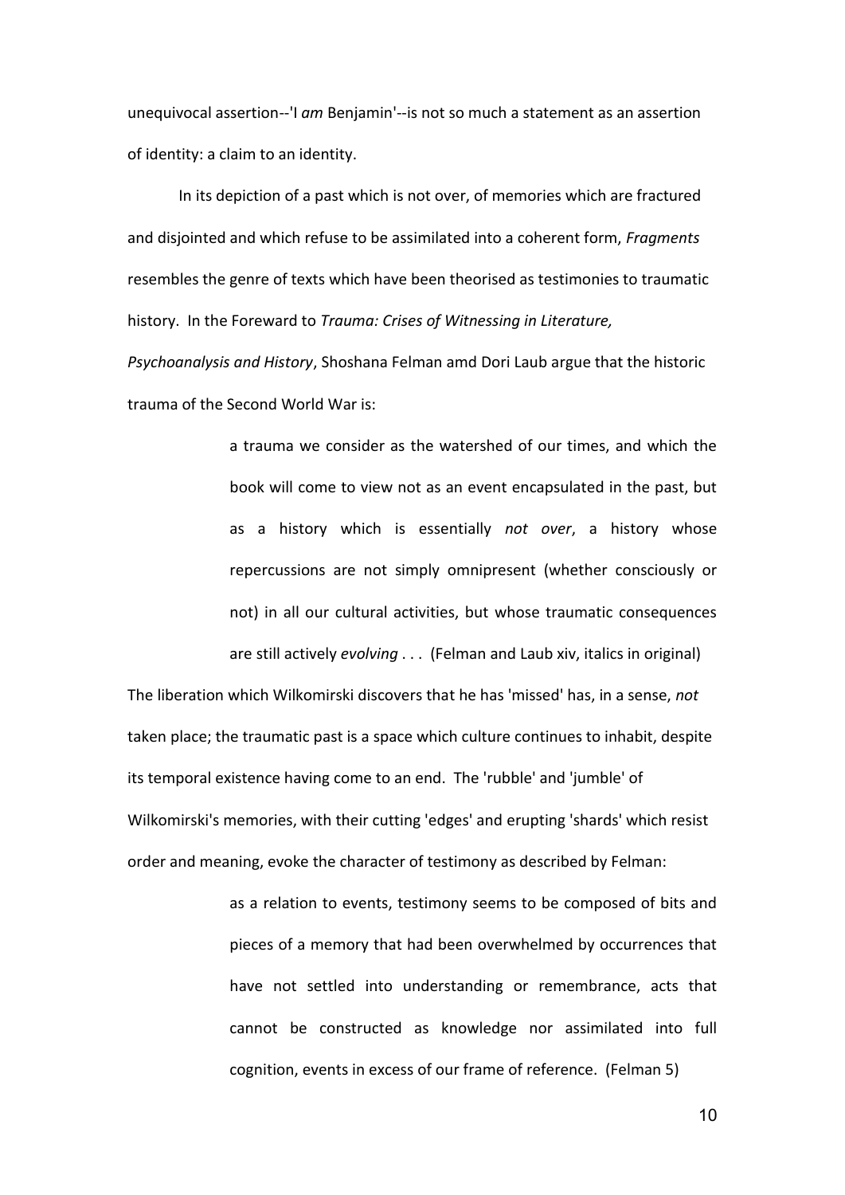unequivocal assertion--'I *am* Benjamin'--is not so much a statement as an assertion of identity: a claim to an identity.

In its depiction of a past which is not over, of memories which are fractured and disjointed and which refuse to be assimilated into a coherent form, *Fragments* resembles the genre of texts which have been theorised as testimonies to traumatic history. In the Foreward to *Trauma: Crises of Witnessing in Literature, Psychoanalysis and History*, Shoshana Felman amd Dori Laub argue that the historic trauma of the Second World War is:

> a trauma we consider as the watershed of our times, and which the book will come to view not as an event encapsulated in the past, but as a history which is essentially *not over*, a history whose repercussions are not simply omnipresent (whether consciously or not) in all our cultural activities, but whose traumatic consequences are still actively *evolving* . . . (Felman and Laub xiv, italics in original)

The liberation which Wilkomirski discovers that he has 'missed' has, in a sense, *not* taken place; the traumatic past is a space which culture continues to inhabit, despite its temporal existence having come to an end. The 'rubble' and 'jumble' of Wilkomirski's memories, with their cutting 'edges' and erupting 'shards' which resist order and meaning, evoke the character of testimony as described by Felman:

> as a relation to events, testimony seems to be composed of bits and pieces of a memory that had been overwhelmed by occurrences that have not settled into understanding or remembrance, acts that cannot be constructed as knowledge nor assimilated into full cognition, events in excess of our frame of reference. (Felman 5)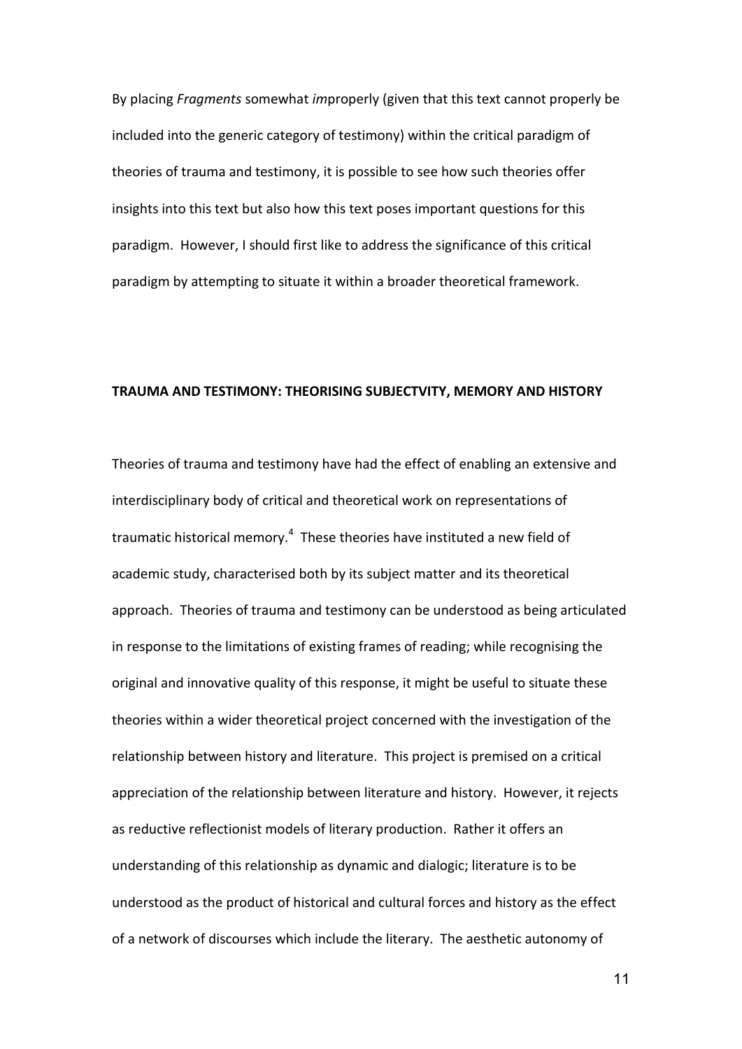By placing *Fragments* somewhat *im*properly (given that this text cannot properly be included into the generic category of testimony) within the critical paradigm of theories of trauma and testimony, it is possible to see how such theories offer insights into this text but also how this text poses important questions for this paradigm. However, I should first like to address the significance of this critical paradigm by attempting to situate it within a broader theoretical framework.

## TRAUMA AND TESTIMONY: THEORISING SUBJECTVITY, MEMORY AND HISTORY

Theories of trauma and testimony have had the effect of enabling an extensive and interdisciplinary body of critical and theoretical work on representations of traumatic historical memory.[4] These theories have instituted a new field of academic study, characterised both by its subject matter and its theoretical approach. Theories of trauma and testimony can be understood as being articulated in response to the limitations of existing frames of reading; while recognising the original and innovative quality of this response, it might be useful to situate these theories within a wider theoretical project concerned with the investigation of the relationship between history and literature. This project is premised on a critical appreciation of the relationship between literature and history. However, it rejects as reductive reflectionist models of literary production. Rather it offers an understanding of this relationship as dynamic and dialogic; literature is to be understood as the product of historical and cultural forces and history as the effect of a network of discourses which include the literary. The aesthetic autonomy of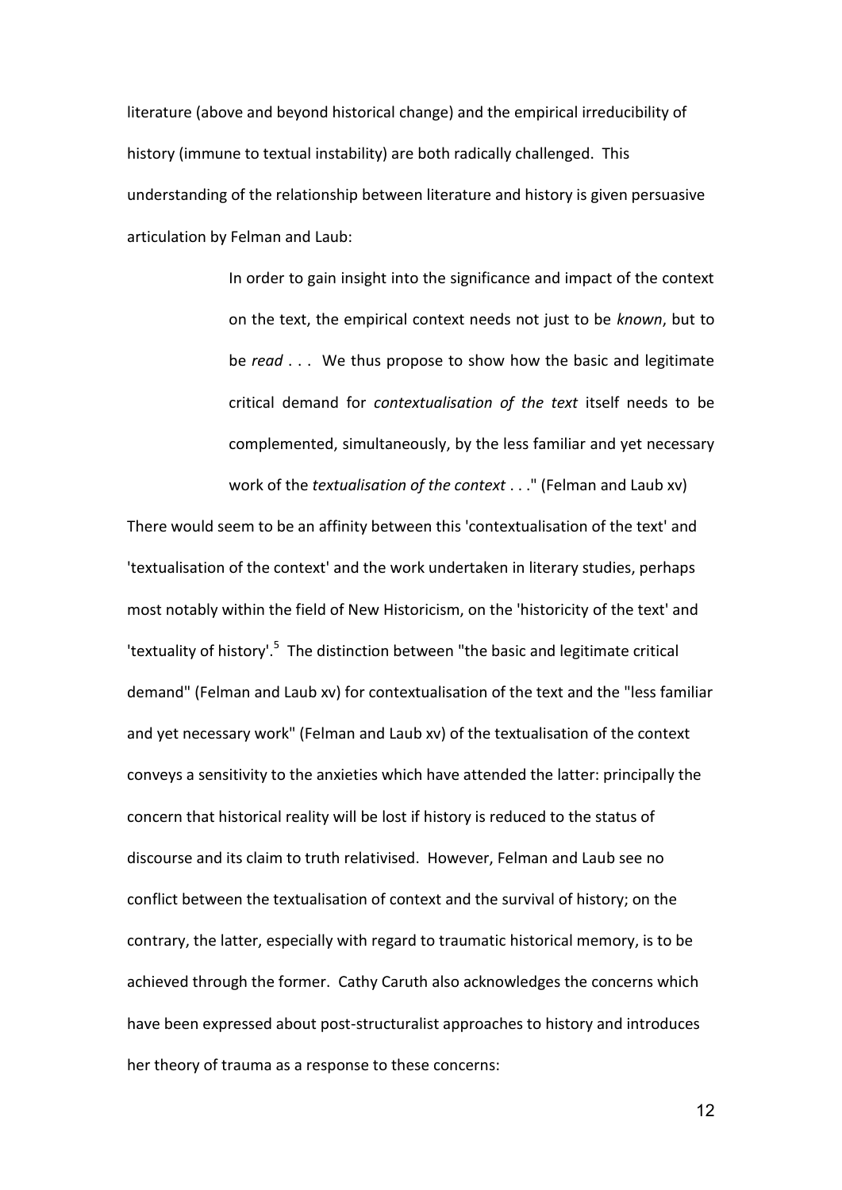literature (above and beyond historical change) and the empirical irreducibility of history (immune to textual instability) are both radically challenged. This understanding of the relationship between literature and history is given persuasive articulation by Felman and Laub:

> In order to gain insight into the significance and impact of the context on the text, the empirical context needs not just to be *known*, but to be *read* . . . We thus propose to show how the basic and legitimate critical demand for *contextualisation of the text* itself needs to be complemented, simultaneously, by the less familiar and yet necessary work of the *textualisation of the context* . . ." (Felman and Laub xv)

There would seem to be an affinity between this 'contextualisation of the text' and 'textualisation of the context' and the work undertaken in literary studies, perhaps most notably within the field of New Historicism, on the 'historicity of the text' and 'textuality of history'.[5] The distinction between "the basic and legitimate critical demand" (Felman and Laub xv) for contextualisation of the text and the "less familiar and yet necessary work" (Felman and Laub xv) of the textualisation of the context conveys a sensitivity to the anxieties which have attended the latter: principally the concern that historical reality will be lost if history is reduced to the status of discourse and its claim to truth relativised. However, Felman and Laub see no conflict between the textualisation of context and the survival of history; on the contrary, the latter, especially with regard to traumatic historical memory, is to be achieved through the former. Cathy Caruth also acknowledges the concerns which have been expressed about post-structuralist approaches to history and introduces her theory of trauma as a response to these concerns: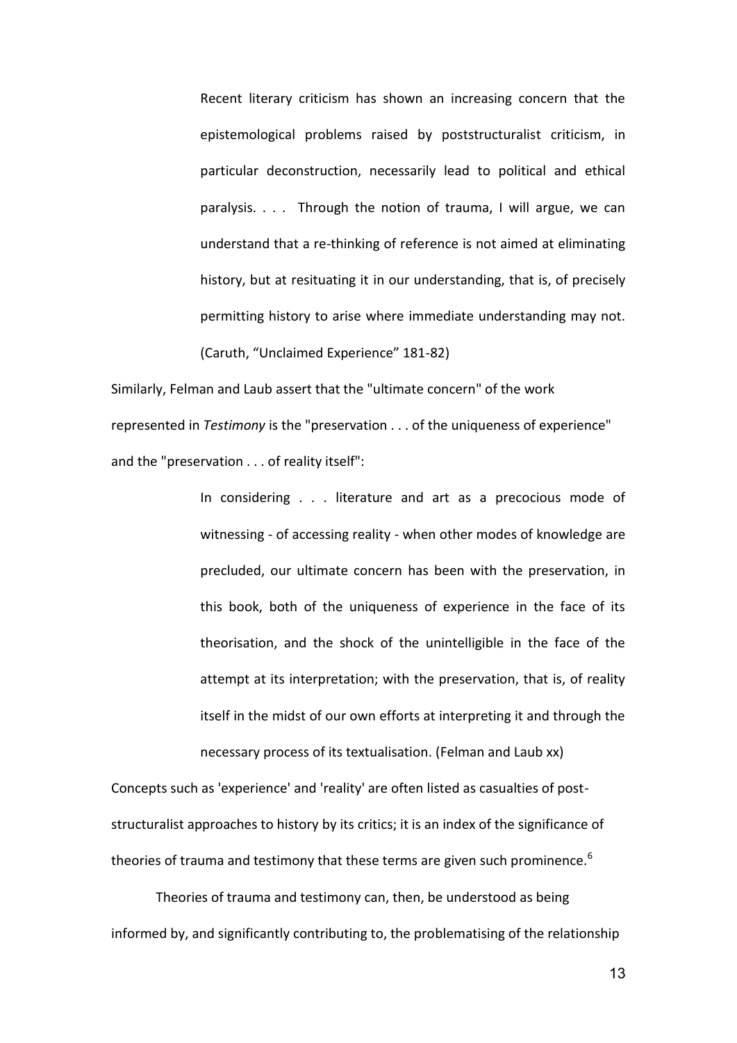> Recent literary criticism has shown an increasing concern that the epistemological problems raised by poststructuralist criticism, in particular deconstruction, necessarily lead to political and ethical paralysis. . . . Through the notion of trauma, I will argue, we can understand that a re-thinking of reference is not aimed at eliminating history, but at resituating it in our understanding, that is, of precisely permitting history to arise where immediate understanding may not. (Caruth, "Unclaimed Experience" 181-82)

Similarly, Felman and Laub assert that the "ultimate concern" of the work represented in *Testimony* is the "preservation . . . of the uniqueness of experience" and the "preservation . . . of reality itself":

> In considering . . . literature and art as a precocious mode of witnessing - of accessing reality - when other modes of knowledge are precluded, our ultimate concern has been with the preservation, in this book, both of the uniqueness of experience in the face of its theorisation, and the shock of the unintelligible in the face of the attempt at its interpretation; with the preservation, that is, of reality itself in the midst of our own efforts at interpreting it and through the necessary process of its textualisation. (Felman and Laub xx)

Concepts such as 'experience' and 'reality' are often listed as casualties of post-structuralist approaches to history by its critics; it is an index of the significance of theories of trauma and testimony that these terms are given such prominence.[6]

Theories of trauma and testimony can, then, be understood as being informed by, and significantly contributing to, the problematising of the relationship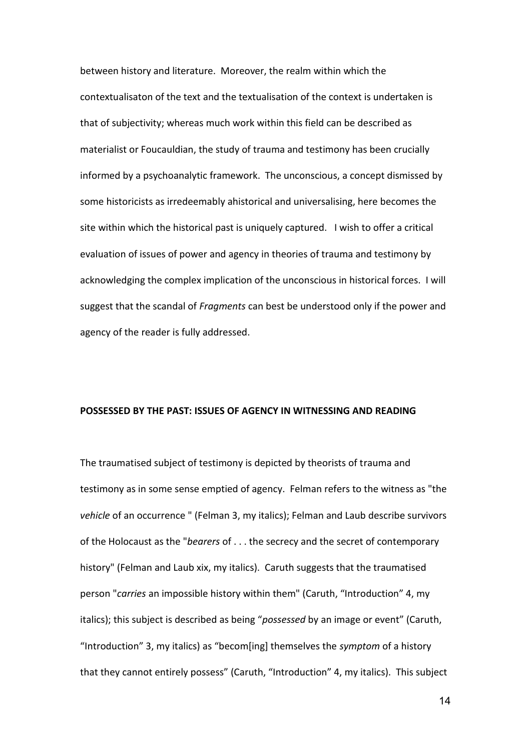between history and literature. Moreover, the realm within which the contextualisaton of the text and the textualisation of the context is undertaken is that of subjectivity; whereas much work within this field can be described as materialist or Foucauldian, the study of trauma and testimony has been crucially informed by a psychoanalytic framework. The unconscious, a concept dismissed by some historicists as irredeemably ahistorical and universalising, here becomes the site within which the historical past is uniquely captured. I wish to offer a critical evaluation of issues of power and agency in theories of trauma and testimony by acknowledging the complex implication of the unconscious in historical forces. I will suggest that the scandal of *Fragments* can best be understood only if the power and agency of the reader is fully addressed.

**POSSESSED BY THE PAST: ISSUES OF AGENCY IN WITNESSING AND READING**

The traumatised subject of testimony is depicted by theorists of trauma and testimony as in some sense emptied of agency. Felman refers to the witness as "the *vehicle* of an occurrence " (Felman 3, my italics); Felman and Laub describe survivors of the Holocaust as the "*bearers* of . . . the secrecy and the secret of contemporary history" (Felman and Laub xix, my italics). Caruth suggests that the traumatised person "*carries* an impossible history within them" (Caruth, "Introduction" 4, my italics); this subject is described as being "*possessed* by an image or event" (Caruth, "Introduction" 3, my italics) as "becom[ing] themselves the *symptom* of a history that they cannot entirely possess" (Caruth, "Introduction" 4, my italics). This subject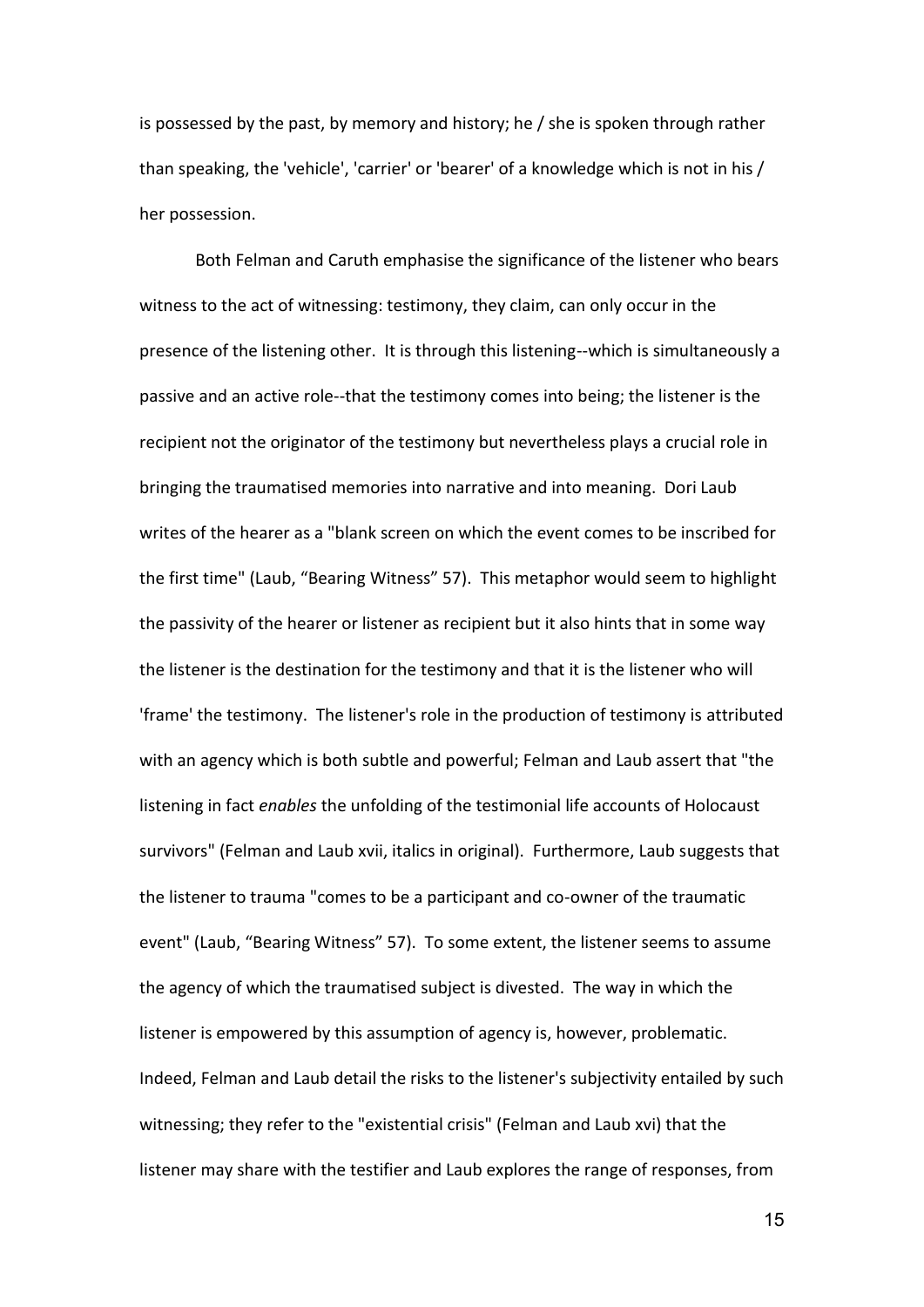is possessed by the past, by memory and history; he / she is spoken through rather than speaking, the 'vehicle', 'carrier' or 'bearer' of a knowledge which is not in his / her possession.

Both Felman and Caruth emphasise the significance of the listener who bears witness to the act of witnessing: testimony, they claim, can only occur in the presence of the listening other. It is through this listening--which is simultaneously a passive and an active role--that the testimony comes into being; the listener is the recipient not the originator of the testimony but nevertheless plays a crucial role in bringing the traumatised memories into narrative and into meaning. Dori Laub writes of the hearer as a "blank screen on which the event comes to be inscribed for the first time" (Laub, "Bearing Witness" 57). This metaphor would seem to highlight the passivity of the hearer or listener as recipient but it also hints that in some way the listener is the destination for the testimony and that it is the listener who will 'frame' the testimony. The listener's role in the production of testimony is attributed with an agency which is both subtle and powerful; Felman and Laub assert that "the listening in fact *enables* the unfolding of the testimonial life accounts of Holocaust survivors" (Felman and Laub xvii, italics in original). Furthermore, Laub suggests that the listener to trauma "comes to be a participant and co-owner of the traumatic event" (Laub, "Bearing Witness" 57). To some extent, the listener seems to assume the agency of which the traumatised subject is divested. The way in which the listener is empowered by this assumption of agency is, however, problematic. Indeed, Felman and Laub detail the risks to the listener's subjectivity entailed by such witnessing; they refer to the "existential crisis" (Felman and Laub xvi) that the listener may share with the testifier and Laub explores the range of responses, from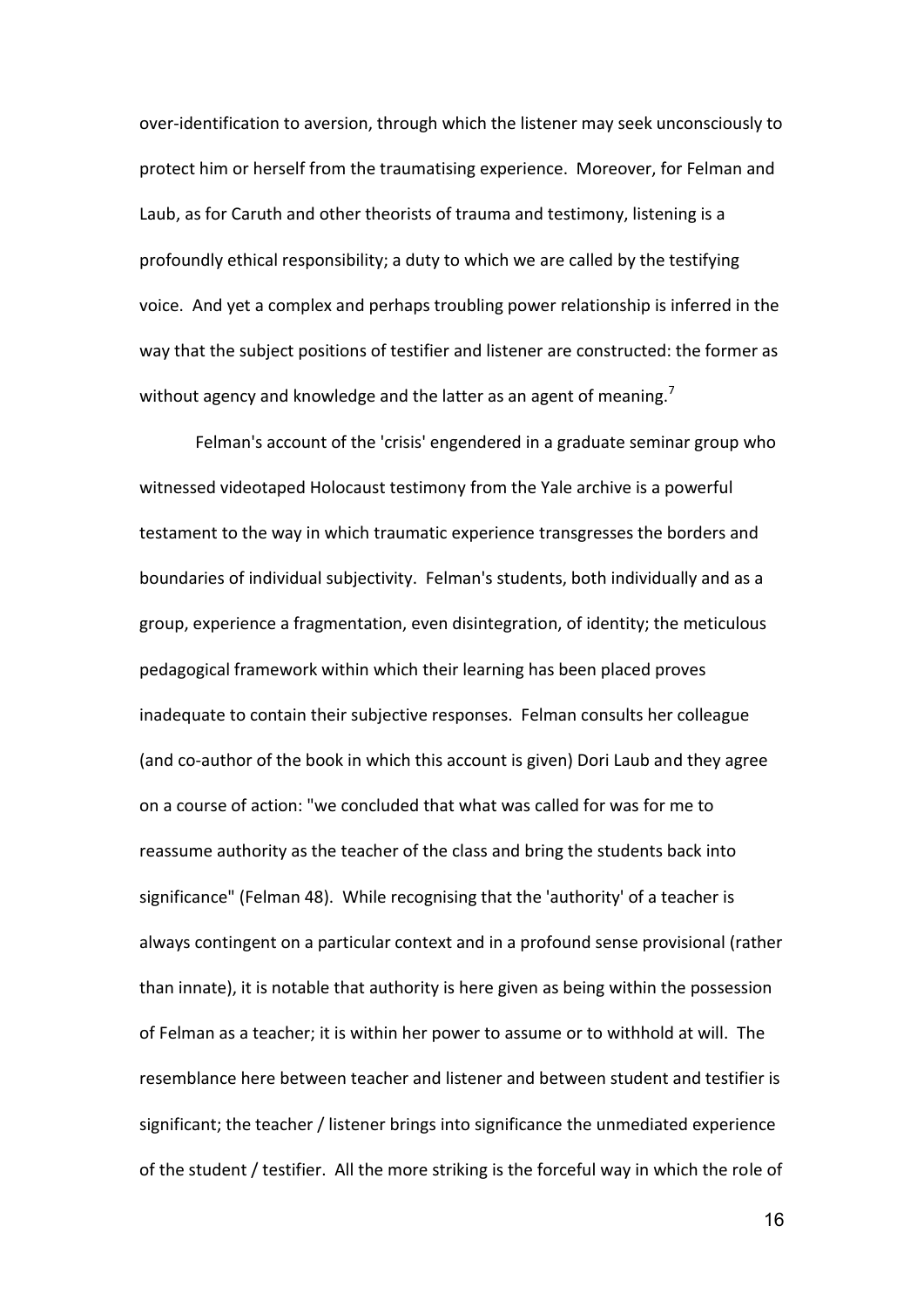over-identification to aversion, through which the listener may seek unconsciously to protect him or herself from the traumatising experience. Moreover, for Felman and Laub, as for Caruth and other theorists of trauma and testimony, listening is a profoundly ethical responsibility; a duty to which we are called by the testifying voice. And yet a complex and perhaps troubling power relationship is inferred in the way that the subject positions of testifier and listener are constructed: the former as without agency and knowledge and the latter as an agent of meaning.[7]

Felman's account of the 'crisis' engendered in a graduate seminar group who witnessed videotaped Holocaust testimony from the Yale archive is a powerful testament to the way in which traumatic experience transgresses the borders and boundaries of individual subjectivity. Felman's students, both individually and as a group, experience a fragmentation, even disintegration, of identity; the meticulous pedagogical framework within which their learning has been placed proves inadequate to contain their subjective responses. Felman consults her colleague (and co-author of the book in which this account is given) Dori Laub and they agree on a course of action: "we concluded that what was called for was for me to reassume authority as the teacher of the class and bring the students back into significance" (Felman 48). While recognising that the 'authority' of a teacher is always contingent on a particular context and in a profound sense provisional (rather than innate), it is notable that authority is here given as being within the possession of Felman as a teacher; it is within her power to assume or to withhold at will. The resemblance here between teacher and listener and between student and testifier is significant; the teacher / listener brings into significance the unmediated experience of the student / testifier. All the more striking is the forceful way in which the role of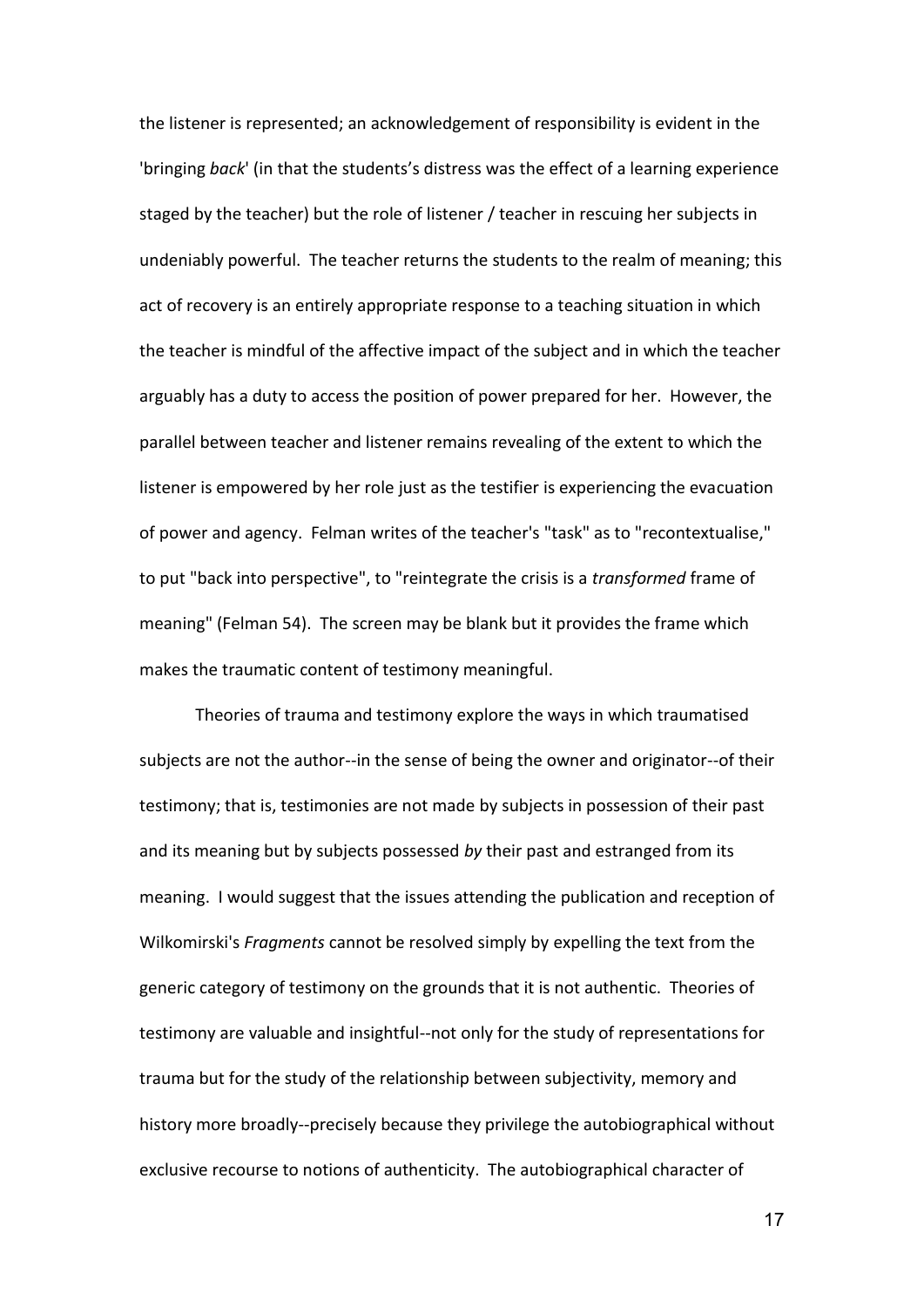the listener is represented; an acknowledgement of responsibility is evident in the 'bringing *back*' (in that the students's distress was the effect of a learning experience staged by the teacher) but the role of listener / teacher in rescuing her subjects in undeniably powerful. The teacher returns the students to the realm of meaning; this act of recovery is an entirely appropriate response to a teaching situation in which the teacher is mindful of the affective impact of the subject and in which the teacher arguably has a duty to access the position of power prepared for her. However, the parallel between teacher and listener remains revealing of the extent to which the listener is empowered by her role just as the testifier is experiencing the evacuation of power and agency. Felman writes of the teacher's "task" as to "recontextualise," to put "back into perspective", to "reintegrate the crisis is a *transformed* frame of meaning" (Felman 54). The screen may be blank but it provides the frame which makes the traumatic content of testimony meaningful.

Theories of trauma and testimony explore the ways in which traumatised subjects are not the author--in the sense of being the owner and originator--of their testimony; that is, testimonies are not made by subjects in possession of their past and its meaning but by subjects possessed *by* their past and estranged from its meaning. I would suggest that the issues attending the publication and reception of Wilkomirski's *Fragments* cannot be resolved simply by expelling the text from the generic category of testimony on the grounds that it is not authentic. Theories of testimony are valuable and insightful--not only for the study of representations for trauma but for the study of the relationship between subjectivity, memory and history more broadly--precisely because they privilege the autobiographical without exclusive recourse to notions of authenticity. The autobiographical character of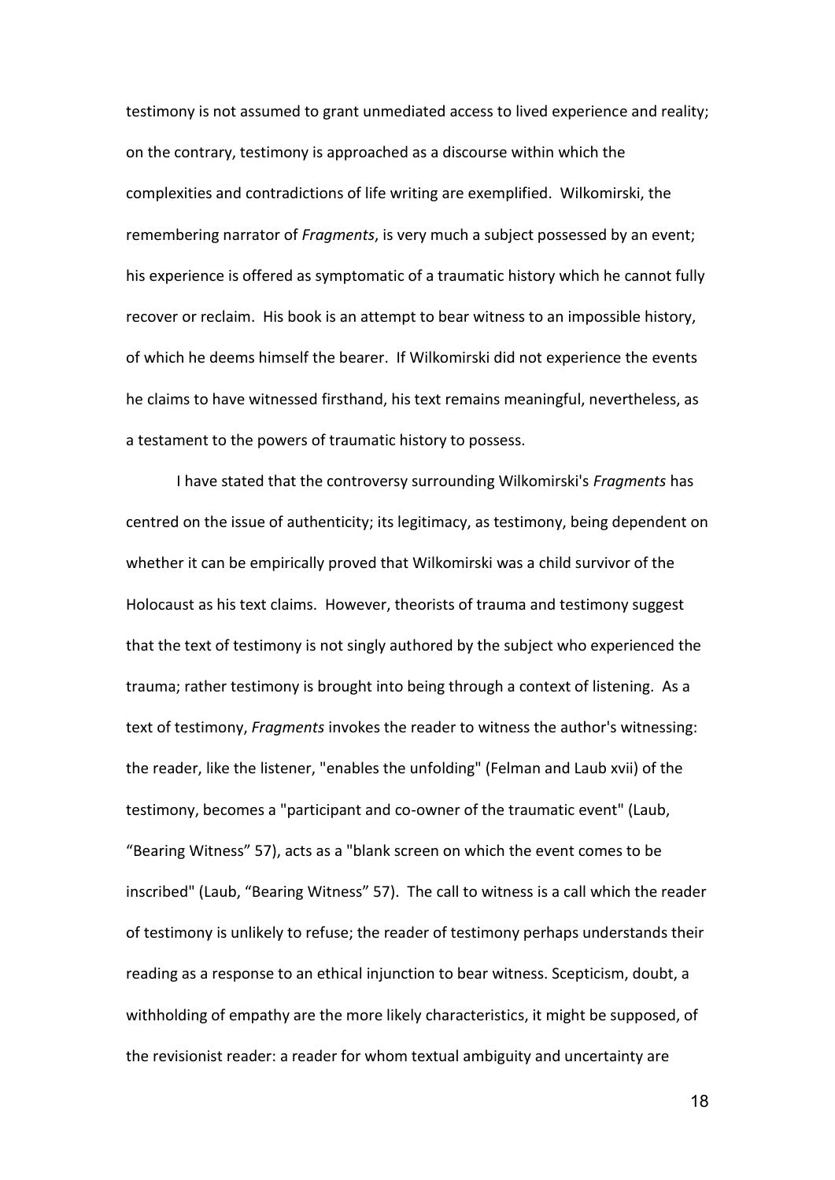testimony is not assumed to grant unmediated access to lived experience and reality; on the contrary, testimony is approached as a discourse within which the complexities and contradictions of life writing are exemplified. Wilkomirski, the remembering narrator of *Fragments*, is very much a subject possessed by an event; his experience is offered as symptomatic of a traumatic history which he cannot fully recover or reclaim. His book is an attempt to bear witness to an impossible history, of which he deems himself the bearer. If Wilkomirski did not experience the events he claims to have witnessed firsthand, his text remains meaningful, nevertheless, as a testament to the powers of traumatic history to possess.

I have stated that the controversy surrounding Wilkomirski's *Fragments* has centred on the issue of authenticity; its legitimacy, as testimony, being dependent on whether it can be empirically proved that Wilkomirski was a child survivor of the Holocaust as his text claims. However, theorists of trauma and testimony suggest that the text of testimony is not singly authored by the subject who experienced the trauma; rather testimony is brought into being through a context of listening. As a text of testimony, *Fragments* invokes the reader to witness the author's witnessing: the reader, like the listener, "enables the unfolding" (Felman and Laub xvii) of the testimony, becomes a "participant and co-owner of the traumatic event" (Laub, "Bearing Witness" 57), acts as a "blank screen on which the event comes to be inscribed" (Laub, "Bearing Witness" 57). The call to witness is a call which the reader of testimony is unlikely to refuse; the reader of testimony perhaps understands their reading as a response to an ethical injunction to bear witness. Scepticism, doubt, a withholding of empathy are the more likely characteristics, it might be supposed, of the revisionist reader: a reader for whom textual ambiguity and uncertainty are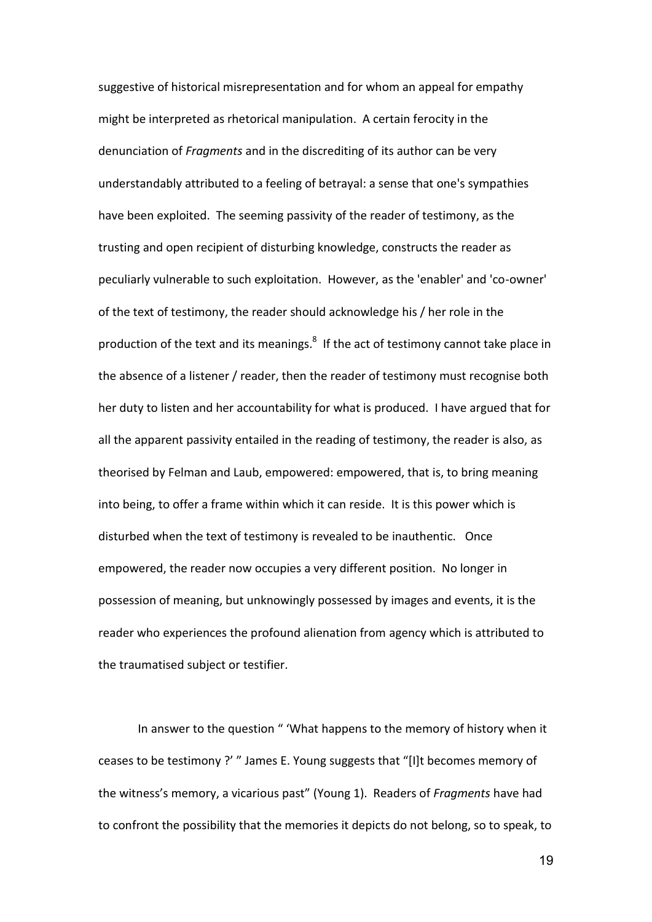suggestive of historical misrepresentation and for whom an appeal for empathy might be interpreted as rhetorical manipulation. A certain ferocity in the denunciation of *Fragments* and in the discrediting of its author can be very understandably attributed to a feeling of betrayal: a sense that one's sympathies have been exploited. The seeming passivity of the reader of testimony, as the trusting and open recipient of disturbing knowledge, constructs the reader as peculiarly vulnerable to such exploitation. However, as the 'enabler' and 'co-owner' of the text of testimony, the reader should acknowledge his / her role in the production of the text and its meanings.[8] If the act of testimony cannot take place in the absence of a listener / reader, then the reader of testimony must recognise both her duty to listen and her accountability for what is produced. I have argued that for all the apparent passivity entailed in the reading of testimony, the reader is also, as theorised by Felman and Laub, empowered: empowered, that is, to bring meaning into being, to offer a frame within which it can reside. It is this power which is disturbed when the text of testimony is revealed to be inauthentic. Once empowered, the reader now occupies a very different position. No longer in possession of meaning, but unknowingly possessed by images and events, it is the reader who experiences the profound alienation from agency which is attributed to the traumatised subject or testifier.

In answer to the question " 'What happens to the memory of history when it ceases to be testimony ?' " James E. Young suggests that "[I]t becomes memory of the witness's memory, a vicarious past" (Young 1). Readers of *Fragments* have had to confront the possibility that the memories it depicts do not belong, so to speak, to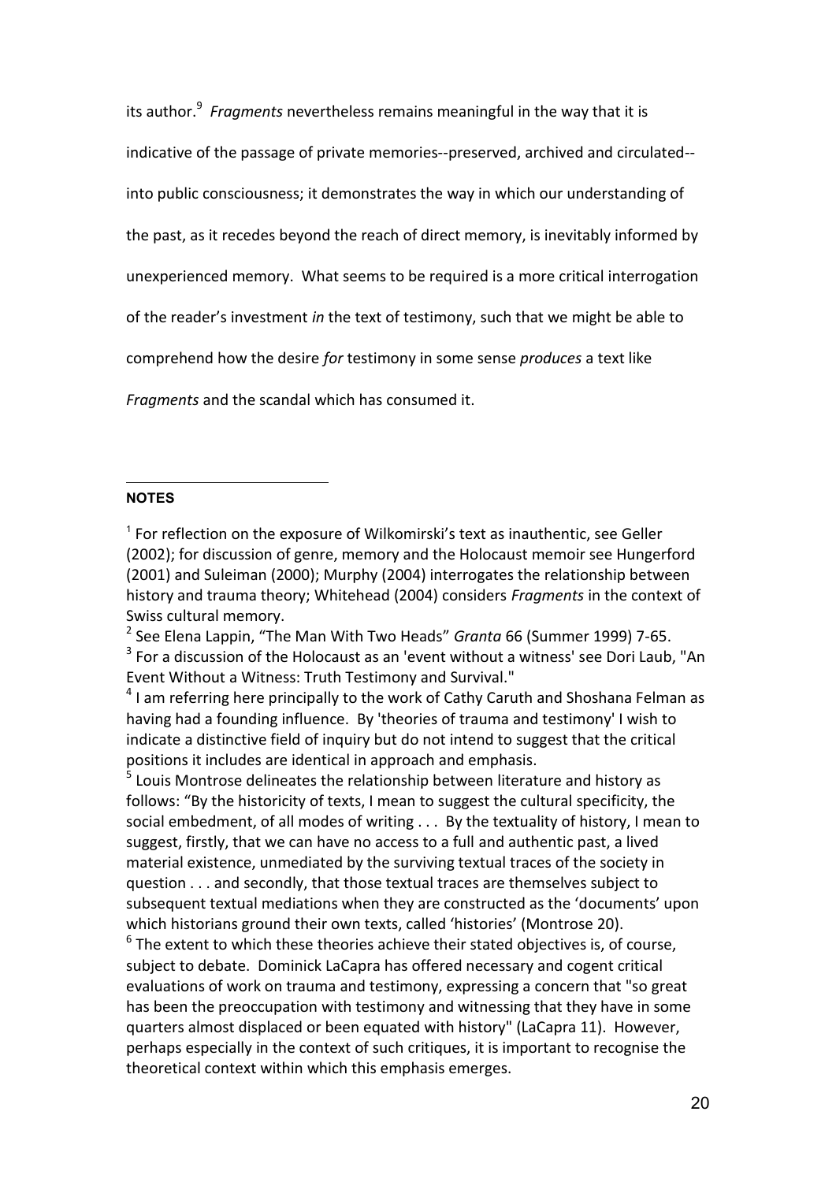its author.[9] *Fragments* nevertheless remains meaningful in the way that it is indicative of the passage of private memories--preserved, archived and circulated--into public consciousness; it demonstrates the way in which our understanding of the past, as it recedes beyond the reach of direct memory, is inevitably informed by unexperienced memory. What seems to be required is a more critical interrogation of the reader's investment *in* the text of testimony, such that we might be able to comprehend how the desire *for* testimony in some sense *produces* a text like *Fragments* and the scandal which has consumed it.

**NOTES**

[1] For reflection on the exposure of Wilkomirski's text as inauthentic, see Geller (2002); for discussion of genre, memory and the Holocaust memoir see Hungerford (2001) and Suleiman (2000); Murphy (2004) interrogates the relationship between history and trauma theory; Whitehead (2004) considers *Fragments* in the context of Swiss cultural memory.

[2] See Elena Lappin, "The Man With Two Heads" *Granta* 66 (Summer 1999) 7-65.

[3] For a discussion of the Holocaust as an 'event without a witness' see Dori Laub, "An Event Without a Witness: Truth Testimony and Survival."

[4] I am referring here principally to the work of Cathy Caruth and Shoshana Felman as having had a founding influence. By 'theories of trauma and testimony' I wish to indicate a distinctive field of inquiry but do not intend to suggest that the critical positions it includes are identical in approach and emphasis.

[5] Louis Montrose delineates the relationship between literature and history as follows: "By the historicity of texts, I mean to suggest the cultural specificity, the social embedment, of all modes of writing . . . By the textuality of history, I mean to suggest, firstly, that we can have no access to a full and authentic past, a lived material existence, unmediated by the surviving textual traces of the society in question . . . and secondly, that those textual traces are themselves subject to subsequent textual mediations when they are constructed as the 'documents' upon which historians ground their own texts, called 'histories' (Montrose 20).

[6] The extent to which these theories achieve their stated objectives is, of course, subject to debate. Dominick LaCapra has offered necessary and cogent critical evaluations of work on trauma and testimony, expressing a concern that "so great has been the preoccupation with testimony and witnessing that they have in some quarters almost displaced or been equated with history" (LaCapra 11). However, perhaps especially in the context of such critiques, it is important to recognise the theoretical context within which this emphasis emerges.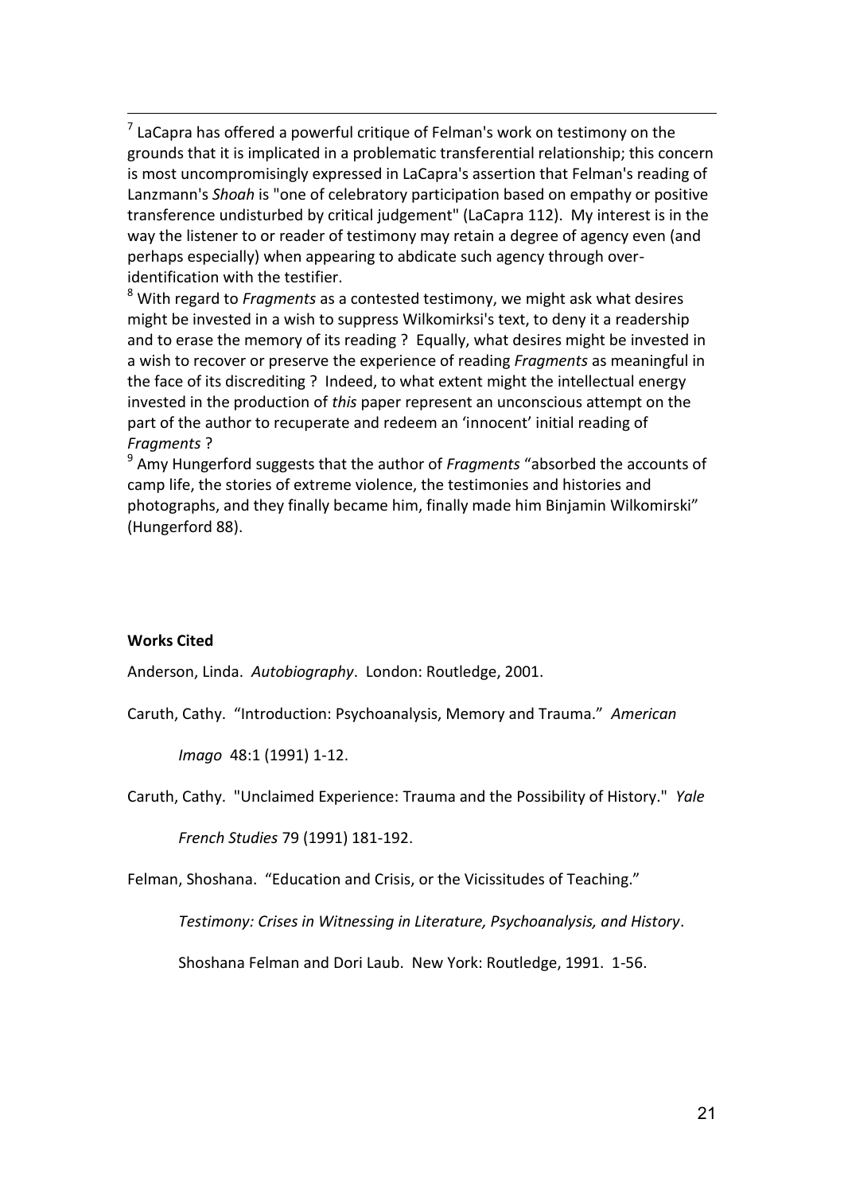[7] LaCapra has offered a powerful critique of Felman's work on testimony on the grounds that it is implicated in a problematic transferential relationship; this concern is most uncompromisingly expressed in LaCapra's assertion that Felman's reading of Lanzmann's *Shoah* is "one of celebratory participation based on empathy or positive transference undisturbed by critical judgement" (LaCapra 112). My interest is in the way the listener to or reader of testimony may retain a degree of agency even (and perhaps especially) when appearing to abdicate such agency through over-identification with the testifier.

[8] With regard to *Fragments* as a contested testimony, we might ask what desires might be invested in a wish to suppress Wilkomirksi's text, to deny it a readership and to erase the memory of its reading ? Equally, what desires might be invested in a wish to recover or preserve the experience of reading *Fragments* as meaningful in the face of its discrediting ? Indeed, to what extent might the intellectual energy invested in the production of *this* paper represent an unconscious attempt on the part of the author to recuperate and redeem an 'innocent' initial reading of *Fragments* ?

[9] Amy Hungerford suggests that the author of *Fragments* "absorbed the accounts of camp life, the stories of extreme violence, the testimonies and histories and photographs, and they finally became him, finally made him Binjamin Wilkomirski" (Hungerford 88).

**Works Cited**

Anderson, Linda. *Autobiography*. London: Routledge, 2001.

Caruth, Cathy. "Introduction: Psychoanalysis, Memory and Trauma." *American Imago* 48:1 (1991) 1-12.

Caruth, Cathy. "Unclaimed Experience: Trauma and the Possibility of History." *Yale French Studies* 79 (1991) 181-192.

Felman, Shoshana. "Education and Crisis, or the Vicissitudes of Teaching." *Testimony: Crises in Witnessing in Literature, Psychoanalysis, and History*. Shoshana Felman and Dori Laub. New York: Routledge, 1991. 1-56.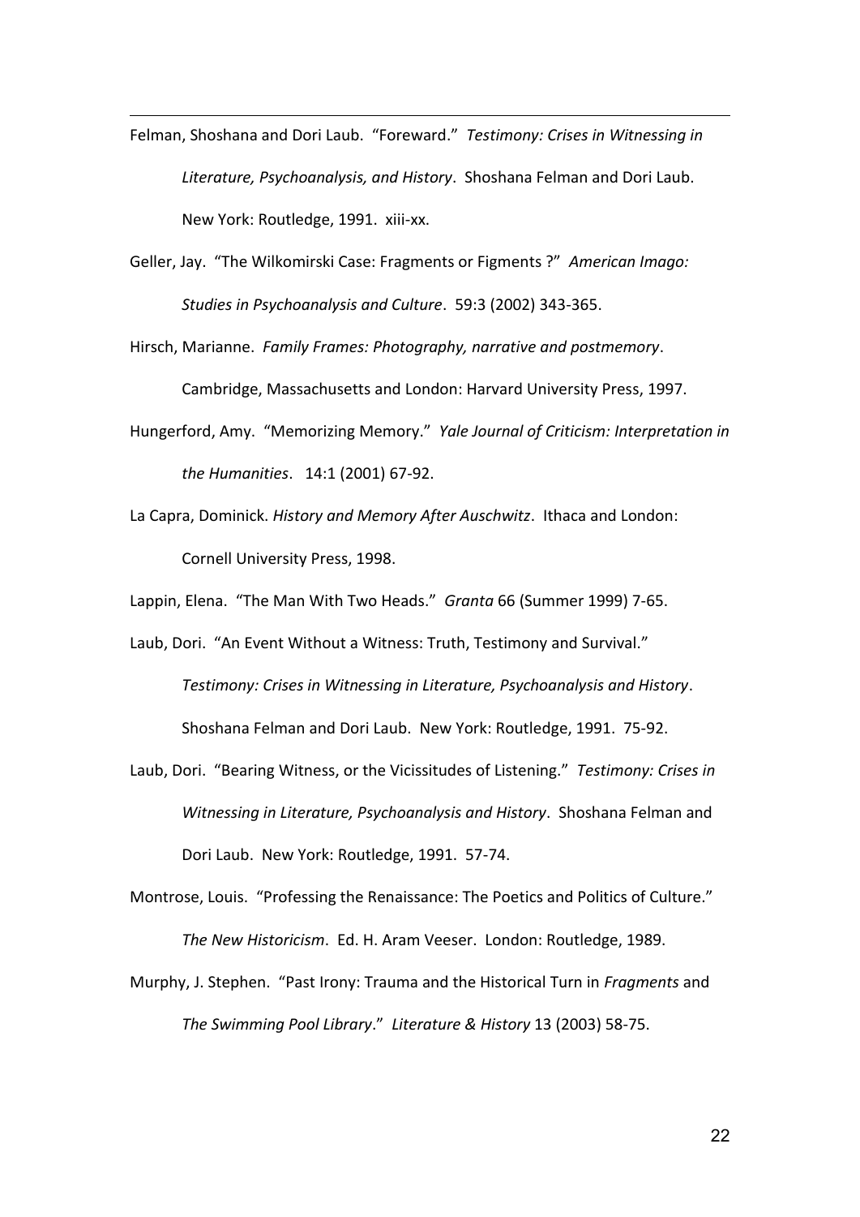Felman, Shoshana and Dori Laub. "Foreward." *Testimony: Crises in Witnessing in Literature, Psychoanalysis, and History*. Shoshana Felman and Dori Laub. New York: Routledge, 1991. xiii-xx.

Geller, Jay. "The Wilkomirski Case: Fragments or Figments ?" *American Imago: Studies in Psychoanalysis and Culture*. 59:3 (2002) 343-365.

Hirsch, Marianne. *Family Frames: Photography, narrative and postmemory*. Cambridge, Massachusetts and London: Harvard University Press, 1997.

Hungerford, Amy. "Memorizing Memory." *Yale Journal of Criticism: Interpretation in the Humanities*. 14:1 (2001) 67-92.

La Capra, Dominick. *History and Memory After Auschwitz*. Ithaca and London: Cornell University Press, 1998.

Lappin, Elena. "The Man With Two Heads." *Granta* 66 (Summer 1999) 7-65.

Laub, Dori. "An Event Without a Witness: Truth, Testimony and Survival." *Testimony: Crises in Witnessing in Literature, Psychoanalysis and History*. Shoshana Felman and Dori Laub. New York: Routledge, 1991. 75-92.

Laub, Dori. "Bearing Witness, or the Vicissitudes of Listening." *Testimony: Crises in Witnessing in Literature, Psychoanalysis and History*. Shoshana Felman and Dori Laub. New York: Routledge, 1991. 57-74.

Montrose, Louis. "Professing the Renaissance: The Poetics and Politics of Culture." *The New Historicism*. Ed. H. Aram Veeser. London: Routledge, 1989.

Murphy, J. Stephen. "Past Irony: Trauma and the Historical Turn in *Fragments* and *The Swimming Pool Library*." *Literature & History* 13 (2003) 58-75.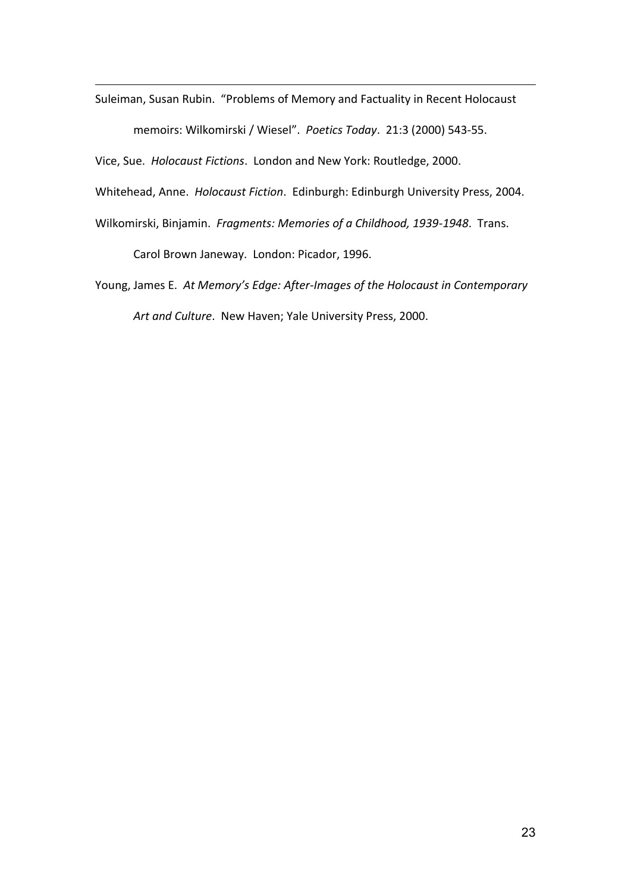Suleiman, Susan Rubin. "Problems of Memory and Factuality in Recent Holocaust memoirs: Wilkomirski / Wiesel". *Poetics Today*. 21:3 (2000) 543-55.

Vice, Sue. *Holocaust Fictions*. London and New York: Routledge, 2000.

Whitehead, Anne. *Holocaust Fiction*. Edinburgh: Edinburgh University Press, 2004.

Wilkomirski, Binjamin. *Fragments: Memories of a Childhood, 1939-1948*. Trans. Carol Brown Janeway. London: Picador, 1996.

Young, James E. *At Memory's Edge: After-Images of the Holocaust in Contemporary Art and Culture*. New Haven; Yale University Press, 2000.